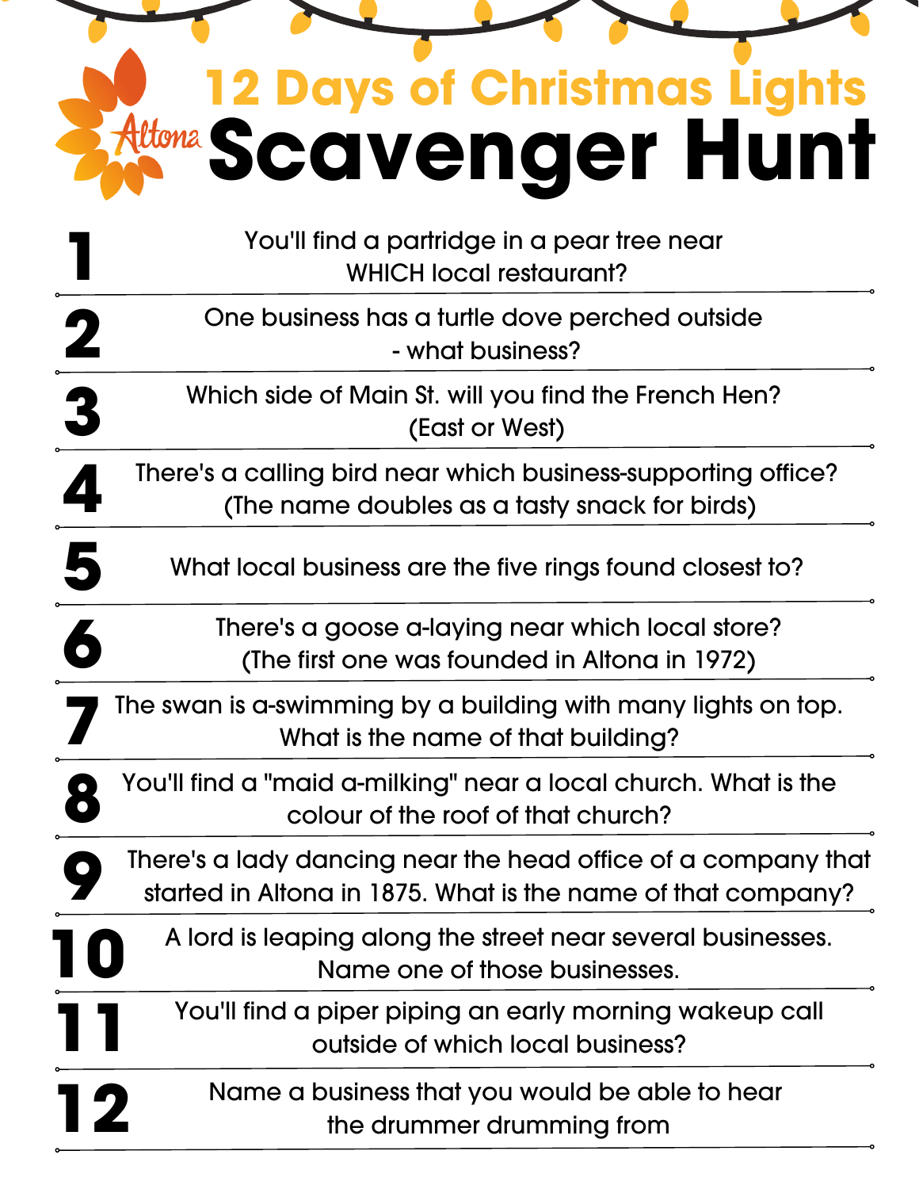# 12 Days of Christmas Lights

Altona

# Scavenger Hunt

1. You'll find a partridge in a pear tree near WHICH local restaurant?
2. One business has a turtle dove perched outside - what business?
3. Which side of Main St. will you find the French Hen? (East or West)
4. There's a calling bird near which business-supporting office? (The name doubles as a tasty snack for birds)
5. What local business are the five rings found closest to?
6. There's a goose a-laying near which local store? (The first one was founded in Altona in 1972)
7. The swan is a-swimming by a building with many lights on top. What is the name of that building?
8. You'll find a "maid a-milking" near a local church. What is the colour of the roof of that church?
9. There's a lady dancing near the head office of a company that started in Altona in 1875. What is the name of that company?
10. A lord is leaping along the street near several businesses. Name one of those businesses.
11. You'll find a piper piping an early morning wakeup call outside of which local business?
12. Name a business that you would be able to hear the drummer drumming from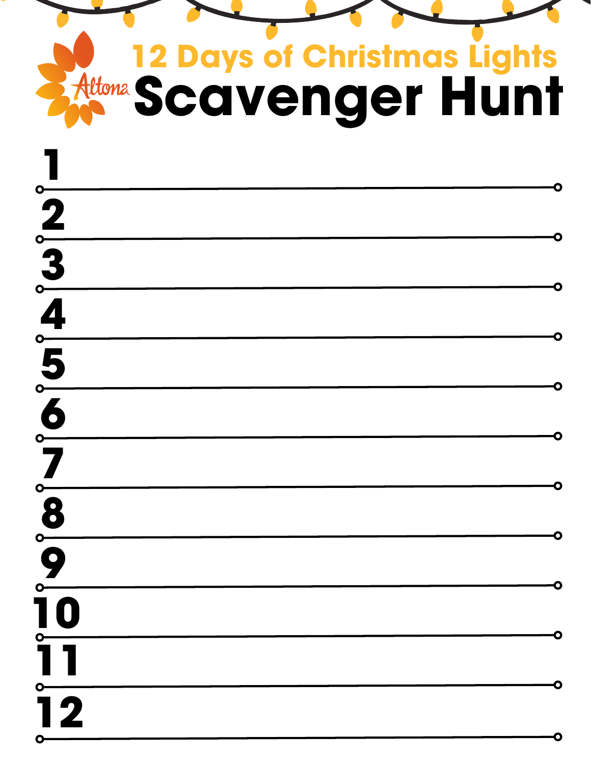Altona

# 12 Days of Christmas Lights

# Scavenger Hunt

1

2

3

4

5

6

7

8

9

10

11

12